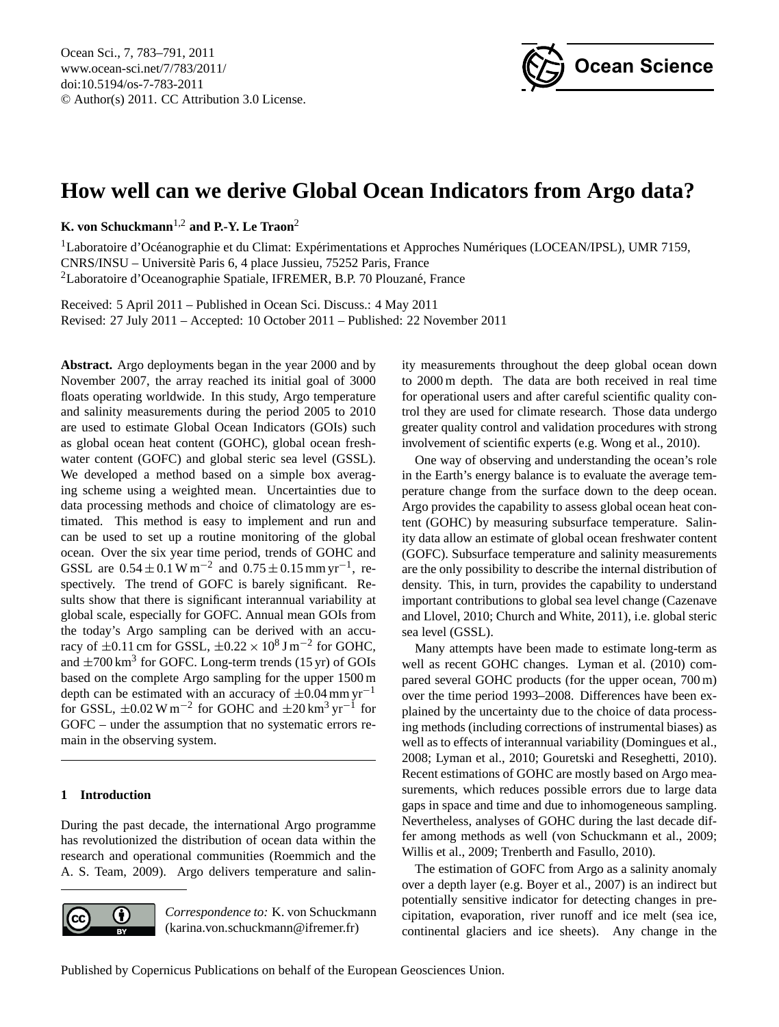# How well can we derive Global Ocean Indicators from Argo data?

**K. von Schuckmann**[1,2] **and P.-Y. Le Traon**[2]

[1]Laboratoire d'Océanographie et du Climat: Expérimentations et Approches Numériques (LOCEAN/IPSL), UMR 7159, CNRS/INSU – Universitè Paris 6, 4 place Jussieu, 75252 Paris, France

[2]Laboratoire d'Oceanographie Spatiale, IFREMER, B.P. 70 Plouzané, France

Received: 5 April 2011 – Published in Ocean Sci. Discuss.: 4 May 2011

Revised: 27 July 2011 – Accepted: 10 October 2011 – Published: 22 November 2011

**Abstract.** Argo deployments began in the year 2000 and by November 2007, the array reached its initial goal of 3000 floats operating worldwide. In this study, Argo temperature and salinity measurements during the period 2005 to 2010 are used to estimate Global Ocean Indicators (GOIs) such as global ocean heat content (GOHC), global ocean freshwater content (GOFC) and global steric sea level (GSSL). We developed a method based on a simple box averaging scheme using a weighted mean. Uncertainties due to data processing methods and choice of climatology are estimated. This method is easy to implement and run and can be used to set up a routine monitoring of the global ocean. Over the six year time period, trends of GOHC and GSSL are $0.54 \pm 0.1\,\mathrm{W\,m^{-2}}$ and $0.75 \pm 0.15\,\mathrm{mm\,yr^{-1}}$, respectively. The trend of GOFC is barely significant. Results show that there is significant interannual variability at global scale, especially for GOFC. Annual mean GOIs from the today's Argo sampling can be derived with an accuracy of $\pm 0.11$ cm for GSSL, $\pm 0.22 \times 10^8\,\mathrm{J\,m^{-2}}$ for GOHC, and $\pm 700\,\mathrm{km^3}$ for GOFC. Long-term trends (15 yr) of GOIs based on the complete Argo sampling for the upper 1500 m depth can be estimated with an accuracy of $\pm 0.04\,\mathrm{mm\,yr^{-1}}$ for GSSL, $\pm 0.02\,\mathrm{W\,m^{-2}}$ for GOHC and $\pm 20\,\mathrm{km^3\,yr^{-1}}$ for GOFC – under the assumption that no systematic errors remain in the observing system.

## 1 Introduction

During the past decade, the international Argo programme has revolutionized the distribution of ocean data within the research and operational communities (Roemmich and the A. S. Team, 2009). Argo delivers temperature and salinity measurements throughout the deep global ocean down to 2000 m depth. The data are both received in real time for operational users and after careful scientific quality control they are used for climate research. Those data undergo greater quality control and validation procedures with strong involvement of scientific experts (e.g. Wong et al., 2010).

One way of observing and understanding the ocean's role in the Earth's energy balance is to evaluate the average temperature change from the surface down to the deep ocean. Argo provides the capability to assess global ocean heat content (GOHC) by measuring subsurface temperature. Salinity data allow an estimate of global ocean freshwater content (GOFC). Subsurface temperature and salinity measurements are the only possibility to describe the internal distribution of density. This, in turn, provides the capability to understand important contributions to global sea level change (Cazenave and Llovel, 2010; Church and White, 2011), i.e. global steric sea level (GSSL).

Many attempts have been made to estimate long-term as well as recent GOHC changes. Lyman et al. (2010) compared several GOHC products (for the upper ocean, 700 m) over the time period 1993–2008. Differences have been explained by the uncertainty due to the choice of data processing methods (including corrections of instrumental biases) as well as to effects of interannual variability (Domingues et al., 2008; Lyman et al., 2010; Gouretski and Reseghetti, 2010). Recent estimations of GOHC are mostly based on Argo measurements, which reduces possible errors due to large data gaps in space and time and due to inhomogeneous sampling. Nevertheless, analyses of GOHC during the last decade differ among methods as well (von Schuckmann et al., 2009; Willis et al., 2009; Trenberth and Fasullo, 2010).

The estimation of GOFC from Argo as a salinity anomaly over a depth layer (e.g. Boyer et al., 2007) is an indirect but potentially sensitive indicator for detecting changes in precipitation, evaporation, river runoff and ice melt (sea ice, continental glaciers and ice sheets). Any change in the

*Correspondence to:* K. von Schuckmann (karina.von.schuckmann@ifremer.fr)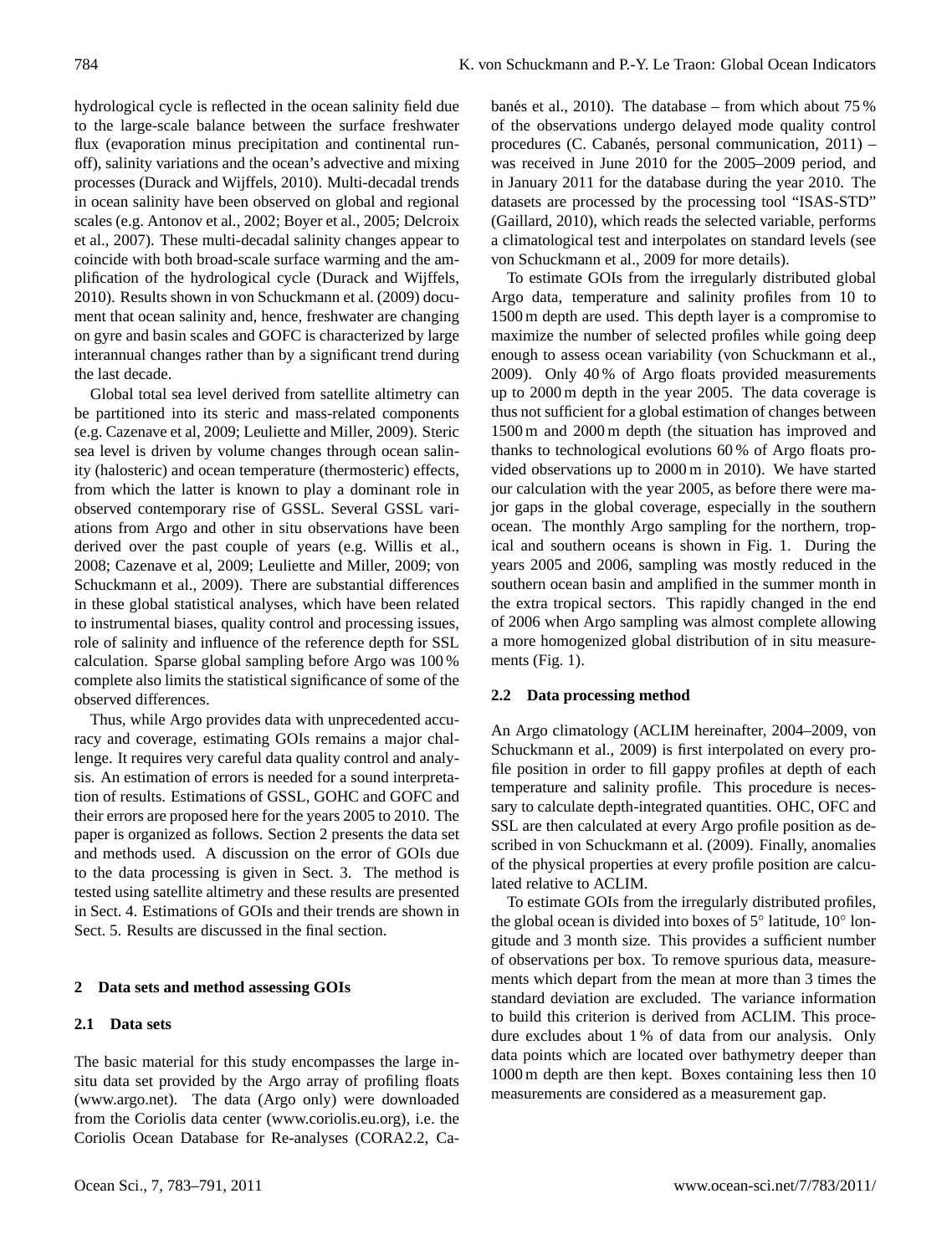hydrological cycle is reflected in the ocean salinity field due to the large-scale balance between the surface freshwater flux (evaporation minus precipitation and continental runoff), salinity variations and the ocean's advective and mixing processes (Durack and Wijffels, 2010). Multi-decadal trends in ocean salinity have been observed on global and regional scales (e.g. Antonov et al., 2002; Boyer et al., 2005; Delcroix et al., 2007). These multi-decadal salinity changes appear to coincide with both broad-scale surface warming and the amplification of the hydrological cycle (Durack and Wijffels, 2010). Results shown in von Schuckmann et al. (2009) document that ocean salinity and, hence, freshwater are changing on gyre and basin scales and GOFC is characterized by large interannual changes rather than by a significant trend during the last decade.

Global total sea level derived from satellite altimetry can be partitioned into its steric and mass-related components (e.g. Cazenave et al, 2009; Leuliette and Miller, 2009). Steric sea level is driven by volume changes through ocean salinity (halosteric) and ocean temperature (thermosteric) effects, from which the latter is known to play a dominant role in observed contemporary rise of GSSL. Several GSSL variations from Argo and other in situ observations have been derived over the past couple of years (e.g. Willis et al., 2008; Cazenave et al, 2009; Leuliette and Miller, 2009; von Schuckmann et al., 2009). There are substantial differences in these global statistical analyses, which have been related to instrumental biases, quality control and processing issues, role of salinity and influence of the reference depth for SSL calculation. Sparse global sampling before Argo was 100 % complete also limits the statistical significance of some of the observed differences.

Thus, while Argo provides data with unprecedented accuracy and coverage, estimating GOIs remains a major challenge. It requires very careful data quality control and analysis. An estimation of errors is needed for a sound interpretation of results. Estimations of GSSL, GOHC and GOFC and their errors are proposed here for the years 2005 to 2010. The paper is organized as follows. Section 2 presents the data set and methods used. A discussion on the error of GOIs due to the data processing is given in Sect. 3. The method is tested using satellite altimetry and these results are presented in Sect. 4. Estimations of GOIs and their trends are shown in Sect. 5. Results are discussed in the final section.

## 2 Data sets and method assessing GOIs

### 2.1 Data sets

The basic material for this study encompasses the large in-situ data set provided by the Argo array of profiling floats (www.argo.net). The data (Argo only) were downloaded from the Coriolis data center (www.coriolis.eu.org), i.e. the Coriolis Ocean Database for Re-analyses (CORA2.2, Cabanés et al., 2010). The database – from which about 75 % of the observations undergo delayed mode quality control procedures (C. Cabanés, personal communication, 2011) – was received in June 2010 for the 2005–2009 period, and in January 2011 for the database during the year 2010. The datasets are processed by the processing tool "ISAS-STD" (Gaillard, 2010), which reads the selected variable, performs a climatological test and interpolates on standard levels (see von Schuckmann et al., 2009 for more details).

To estimate GOIs from the irregularly distributed global Argo data, temperature and salinity profiles from 10 to 1500 m depth are used. This depth layer is a compromise to maximize the number of selected profiles while going deep enough to assess ocean variability (von Schuckmann et al., 2009). Only 40 % of Argo floats provided measurements up to 2000 m depth in the year 2005. The data coverage is thus not sufficient for a global estimation of changes between 1500 m and 2000 m depth (the situation has improved and thanks to technological evolutions 60 % of Argo floats provided observations up to 2000 m in 2010). We have started our calculation with the year 2005, as before there were major gaps in the global coverage, especially in the southern ocean. The monthly Argo sampling for the northern, tropical and southern oceans is shown in Fig. 1. During the years 2005 and 2006, sampling was mostly reduced in the southern ocean basin and amplified in the summer month in the extra tropical sectors. This rapidly changed in the end of 2006 when Argo sampling was almost complete allowing a more homogenized global distribution of in situ measurements (Fig. 1).

### 2.2 Data processing method

An Argo climatology (ACLIM hereinafter, 2004–2009, von Schuckmann et al., 2009) is first interpolated on every profile position in order to fill gappy profiles at depth of each temperature and salinity profile. This procedure is necessary to calculate depth-integrated quantities. OHC, OFC and SSL are then calculated at every Argo profile position as described in von Schuckmann et al. (2009). Finally, anomalies of the physical properties at every profile position are calculated relative to ACLIM.

To estimate GOIs from the irregularly distributed profiles, the global ocean is divided into boxes of 5° latitude, 10° longitude and 3 month size. This provides a sufficient number of observations per box. To remove spurious data, measurements which depart from the mean at more than 3 times the standard deviation are excluded. The variance information to build this criterion is derived from ACLIM. This procedure excludes about 1 % of data from our analysis. Only data points which are located over bathymetry deeper than 1000 m depth are then kept. Boxes containing less then 10 measurements are considered as a measurement gap.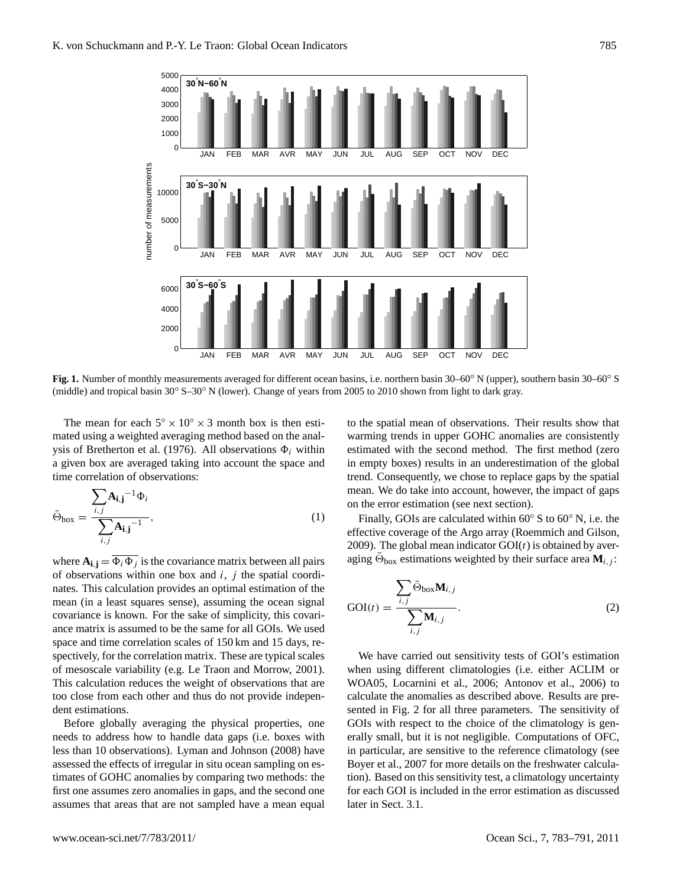**Fig. 1.** Number of monthly measurements averaged for different ocean basins, i.e. northern basin 30–60° N (upper), southern basin 30–60° S (middle) and tropical basin 30° S–30° N (lower). Change of years from 2005 to 2010 shown from light to dark gray.

The mean for each $5^\circ \times 10^\circ \times 3$ month box is then estimated using a weighted averaging method based on the analysis of Bretherton et al. (1976). All observations $\Phi_i$ within a given box are averaged taking into account the space and time correlation of observations:

$$\bar{\Theta}_{\text{box}} = \frac{\sum_{i,j} \mathbf{A_{i,j}}^{-1} \Phi_i}{\sum_{i,j} \mathbf{A_{i,j}}^{-1}}, \tag{1}$$

where $\mathbf{A_{i,j}} = \overline{\Phi_i \Phi_j}$ is the covariance matrix between all pairs of observations within one box and $i,\ j$ the spatial coordinates. This calculation provides an optimal estimation of the mean (in a least squares sense), assuming the ocean signal covariance is known. For the sake of simplicity, this covariance matrix is assumed to be the same for all GOIs. We used space and time correlation scales of 150 km and 15 days, respectively, for the correlation matrix. These are typical scales of mesoscale variability (e.g. Le Traon and Morrow, 2001). This calculation reduces the weight of observations that are too close from each other and thus do not provide independent estimations.

Before globally averaging the physical properties, one needs to address how to handle data gaps (i.e. boxes with less than 10 observations). Lyman and Johnson (2008) have assessed the effects of irregular in situ ocean sampling on estimates of GOHC anomalies by comparing two methods: the first one assumes zero anomalies in gaps, and the second one assumes that areas that are not sampled have a mean equal to the spatial mean of observations. Their results show that warming trends in upper GOHC anomalies are consistently estimated with the second method. The first method (zero in empty boxes) results in an underestimation of the global trend. Consequently, we chose to replace gaps by the spatial mean. We do take into account, however, the impact of gaps on the error estimation (see next section).

Finally, GOIs are calculated within 60° S to 60° N, i.e. the effective coverage of the Argo array (Roemmich and Gilson, 2009). The global mean indicator $\text{GOI}(t)$ is obtained by averaging $\bar{\Theta}_{\text{box}}$ estimations weighted by their surface area $\mathbf{M}_{i,j}$:

$$\text{GOI}(t) = \frac{\sum_{i,j} \bar{\Theta}_{\text{box}} \mathbf{M}_{i,j}}{\sum_{i,j} \mathbf{M}_{i,j}}. \tag{2}$$

We have carried out sensitivity tests of GOI's estimation when using different climatologies (i.e. either ACLIM or WOA05, Locarnini et al., 2006; Antonov et al., 2006) to calculate the anomalies as described above. Results are presented in Fig. 2 for all three parameters. The sensitivity of GOIs with respect to the choice of the climatology is generally small, but it is not negligible. Computations of OFC, in particular, are sensitive to the reference climatology (see Boyer et al., 2007 for more details on the freshwater calculation). Based on this sensitivity test, a climatology uncertainty for each GOI is included in the error estimation as discussed later in Sect. 3.1.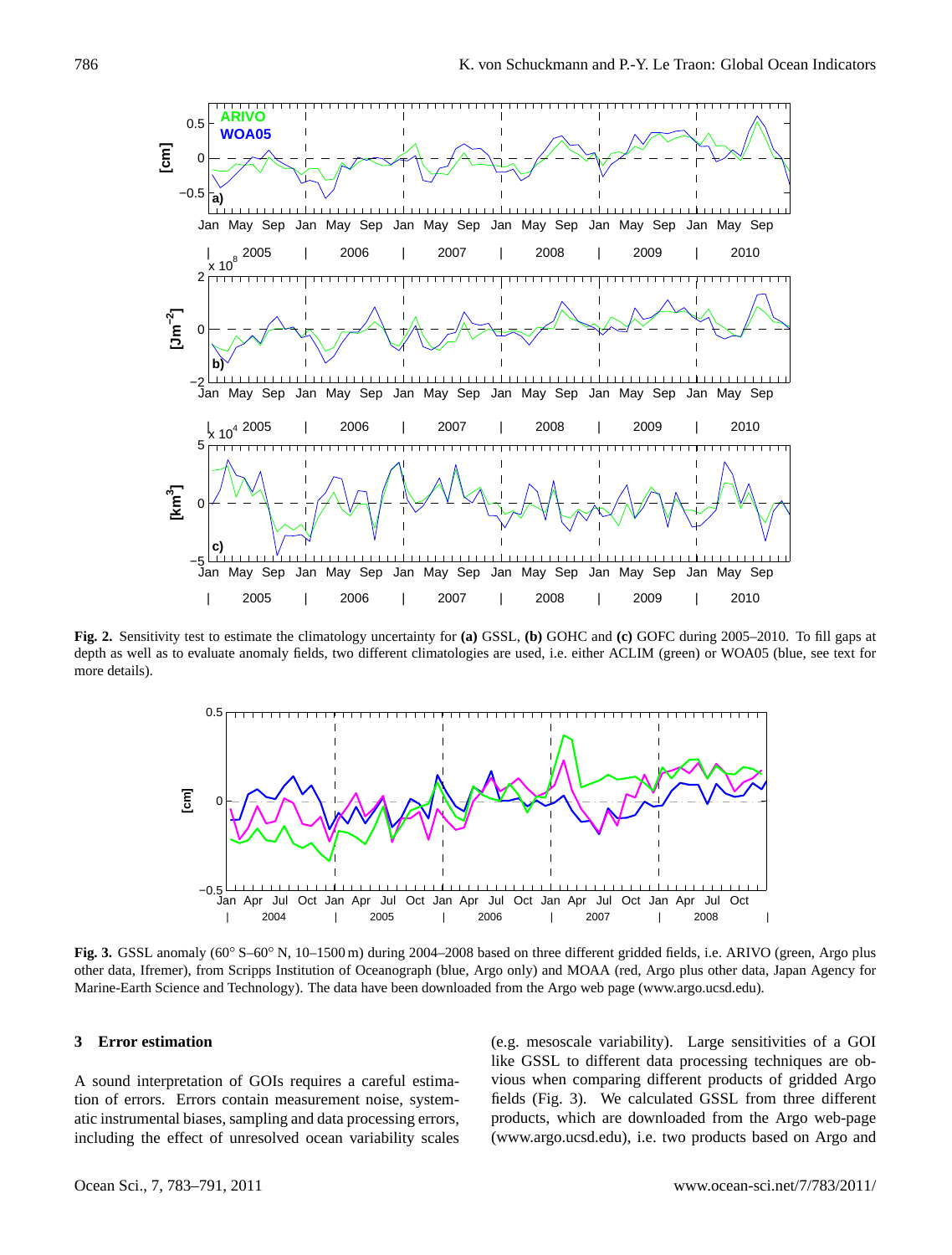**Fig. 2.** Sensitivity test to estimate the climatology uncertainty for **(a)** GSSL, **(b)** GOHC and **(c)** GOFC during 2005–2010. To fill gaps at depth as well as to evaluate anomaly fields, two different climatologies are used, i.e. either ACLIM (green) or WOA05 (blue, see text for more details).

**Fig. 3.** GSSL anomaly (60° S–60° N, 10–1500 m) during 2004–2008 based on three different gridded fields, i.e. ARIVO (green, Argo plus other data, Ifremer), from Scripps Institution of Oceanograph (blue, Argo only) and MOAA (red, Argo plus other data, Japan Agency for Marine-Earth Science and Technology). The data have been downloaded from the Argo web page (www.argo.ucsd.edu).

## 3 Error estimation

A sound interpretation of GOIs requires a careful estimation of errors. Errors contain measurement noise, systematic instrumental biases, sampling and data processing errors, including the effect of unresolved ocean variability scales (e.g. mesoscale variability). Large sensitivities of a GOI like GSSL to different data processing techniques are obvious when comparing different products of gridded Argo fields (Fig. 3). We calculated GSSL from three different products, which are downloaded from the Argo web-page (www.argo.ucsd.edu), i.e. two products based on Argo and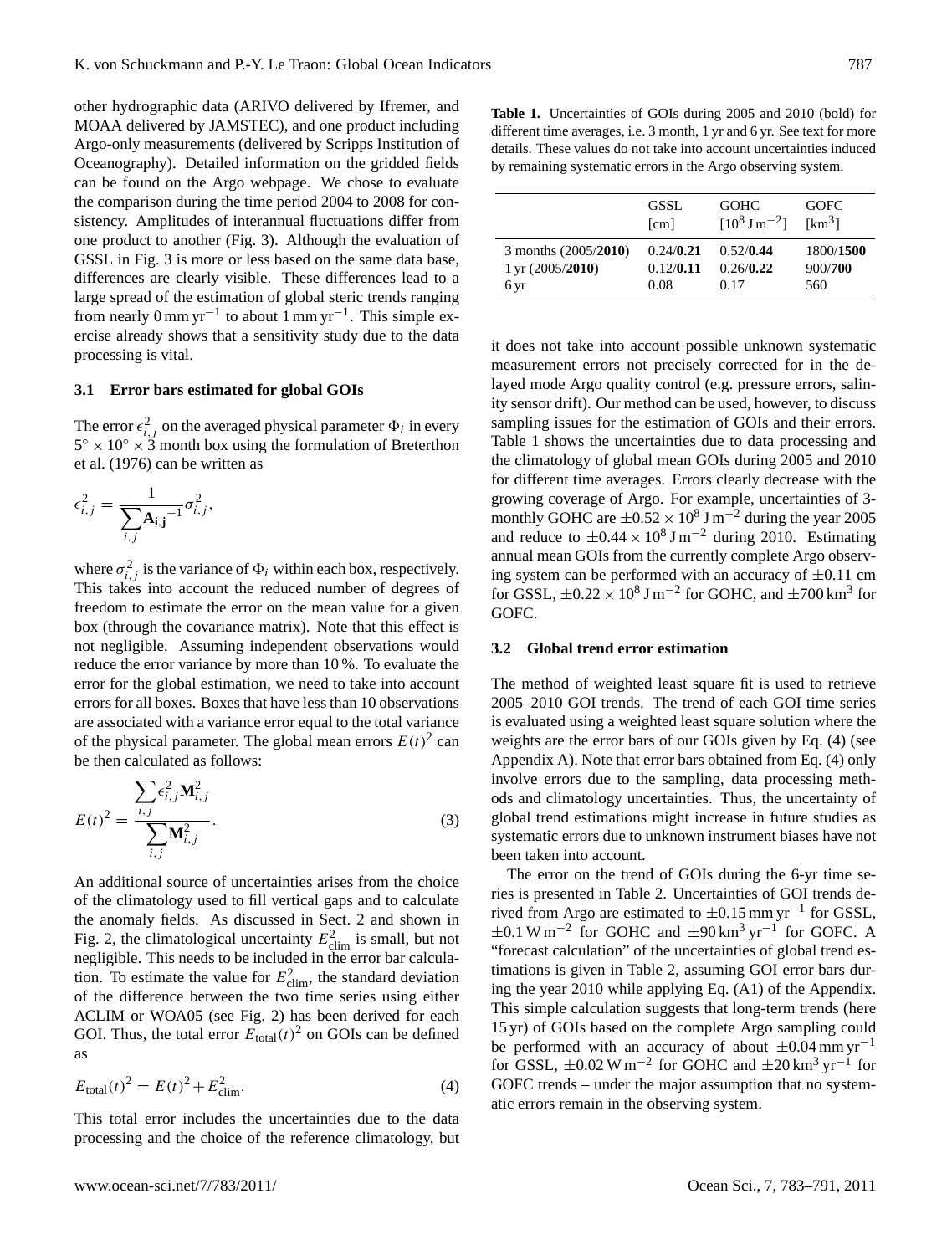other hydrographic data (ARIVO delivered by Ifremer, and MOAA delivered by JAMSTEC), and one product including Argo-only measurements (delivered by Scripps Institution of Oceanography). Detailed information on the gridded fields can be found on the Argo webpage. We chose to evaluate the comparison during the time period 2004 to 2008 for consistency. Amplitudes of interannual fluctuations differ from one product to another (Fig. 3). Although the evaluation of GSSL in Fig. 3 is more or less based on the same data base, differences are clearly visible. These differences lead to a large spread of the estimation of global steric trends ranging from nearly $0\,\mathrm{mm\,yr^{-1}}$ to about $1\,\mathrm{mm\,yr^{-1}}$. This simple exercise already shows that a sensitivity study due to the data processing is vital.

### 3.1 Error bars estimated for global GOIs

The error $\epsilon_{i,j}^2$ on the averaged physical parameter $\Phi_i$ in every $5^\circ \times 10^\circ \times 3$ month box using the formulation of Breterthon et al. (1976) can be written as

$$\epsilon_{i,j}^2 = \frac{1}{\sum_{i,j} \mathbf{A_{i,j}}^{-1}} \sigma_{i,j}^2,$$

where $\sigma_{i,j}^2$ is the variance of $\Phi_i$ within each box, respectively. This takes into account the reduced number of degrees of freedom to estimate the error on the mean value for a given box (through the covariance matrix). Note that this effect is not negligible. Assuming independent observations would reduce the error variance by more than 10 %. To evaluate the error for the global estimation, we need to take into account errors for all boxes. Boxes that have less than 10 observations are associated with a variance error equal to the total variance of the physical parameter. The global mean errors $E(t)^2$ can be then calculated as follows:

$$E(t)^2 = \frac{\sum_{i,j} \epsilon_{i,j}^2 \mathbf{M}_{i,j}^2}{\sum_{i,j} \mathbf{M}_{i,j}^2}. \tag{3}$$

An additional source of uncertainties arises from the choice of the climatology used to fill vertical gaps and to calculate the anomaly fields. As discussed in Sect. 2 and shown in Fig. 2, the climatological uncertainty $E_{\mathrm{clim}}^2$ is small, but not negligible. This needs to be included in the error bar calculation. To estimate the value for $E_{\mathrm{clim}}^2$, the standard deviation of the difference between the two time series using either ACLIM or WOA05 (see Fig. 2) has been derived for each GOI. Thus, the total error $E_{\mathrm{total}}(t)^2$ on GOIs can be defined as

$$E_{\mathrm{total}}(t)^2 = E(t)^2 + E_{\mathrm{clim}}^2. \tag{4}$$

This total error includes the uncertainties due to the data processing and the choice of the reference climatology, but it does not take into account possible unknown systematic measurement errors not precisely corrected for in the delayed mode Argo quality control (e.g. pressure errors, salinity sensor drift). Our method can be used, however, to discuss sampling issues for the estimation of GOIs and their errors. Table 1 shows the uncertainties due to data processing and the climatology of global mean GOIs during 2005 and 2010 for different time averages. Errors clearly decrease with the growing coverage of Argo. For example, uncertainties of 3-monthly GOHC are $\pm 0.52 \times 10^8\,\mathrm{J\,m^{-2}}$ during the year 2005 and reduce to $\pm 0.44 \times 10^8\,\mathrm{J\,m^{-2}}$ during 2010. Estimating annual mean GOIs from the currently complete Argo observing system can be performed with an accuracy of $\pm 0.11$ cm for GSSL, $\pm 0.22 \times 10^8\,\mathrm{J\,m^{-2}}$ for GOHC, and $\pm 700\,\mathrm{km^3}$ for GOFC.

**Table 1.** Uncertainties of GOIs during 2005 and 2010 (bold) for different time averages, i.e. 3 month, 1 yr and 6 yr. See text for more details. These values do not take into account uncertainties induced by remaining systematic errors in the Argo observing system.

| | GSSL [cm] | GOHC [$10^8\,\mathrm{J\,m^{-2}}$] | GOFC [$\mathrm{km^3}$] |
|---|---|---|---|
| 3 months (2005/**2010**) | 0.24/**0.21** | 0.52/**0.44** | 1800/**1500** |
| 1 yr (2005/**2010**) | 0.12/**0.11** | 0.26/**0.22** | 900/**700** |
| 6 yr | 0.08 | 0.17 | 560 |

### 3.2 Global trend error estimation

The method of weighted least square fit is used to retrieve 2005–2010 GOI trends. The trend of each GOI time series is evaluated using a weighted least square solution where the weights are the error bars of our GOIs given by Eq. (4) (see Appendix A). Note that error bars obtained from Eq. (4) only involve errors due to the sampling, data processing methods and climatology uncertainties. Thus, the uncertainty of global trend estimations might increase in future studies as systematic errors due to unknown instrument biases have not been taken into account.

The error on the trend of GOIs during the 6-yr time series is presented in Table 2. Uncertainties of GOI trends derived from Argo are estimated to $\pm 0.15\,\mathrm{mm\,yr^{-1}}$ for GSSL, $\pm 0.1\,\mathrm{W\,m^{-2}}$ for GOHC and $\pm 90\,\mathrm{km^3\,yr^{-1}}$ for GOFC. A "forecast calculation" of the uncertainties of global trend estimations is given in Table 2, assuming GOI error bars during the year 2010 while applying Eq. (A1) of the Appendix. This simple calculation suggests that long-term trends (here 15 yr) of GOIs based on the complete Argo sampling could be performed with an accuracy of about $\pm 0.04\,\mathrm{mm\,yr^{-1}}$ for GSSL, $\pm 0.02\,\mathrm{W\,m^{-2}}$ for GOHC and $\pm 20\,\mathrm{km^3\,yr^{-1}}$ for GOFC trends – under the major assumption that no systematic errors remain in the observing system.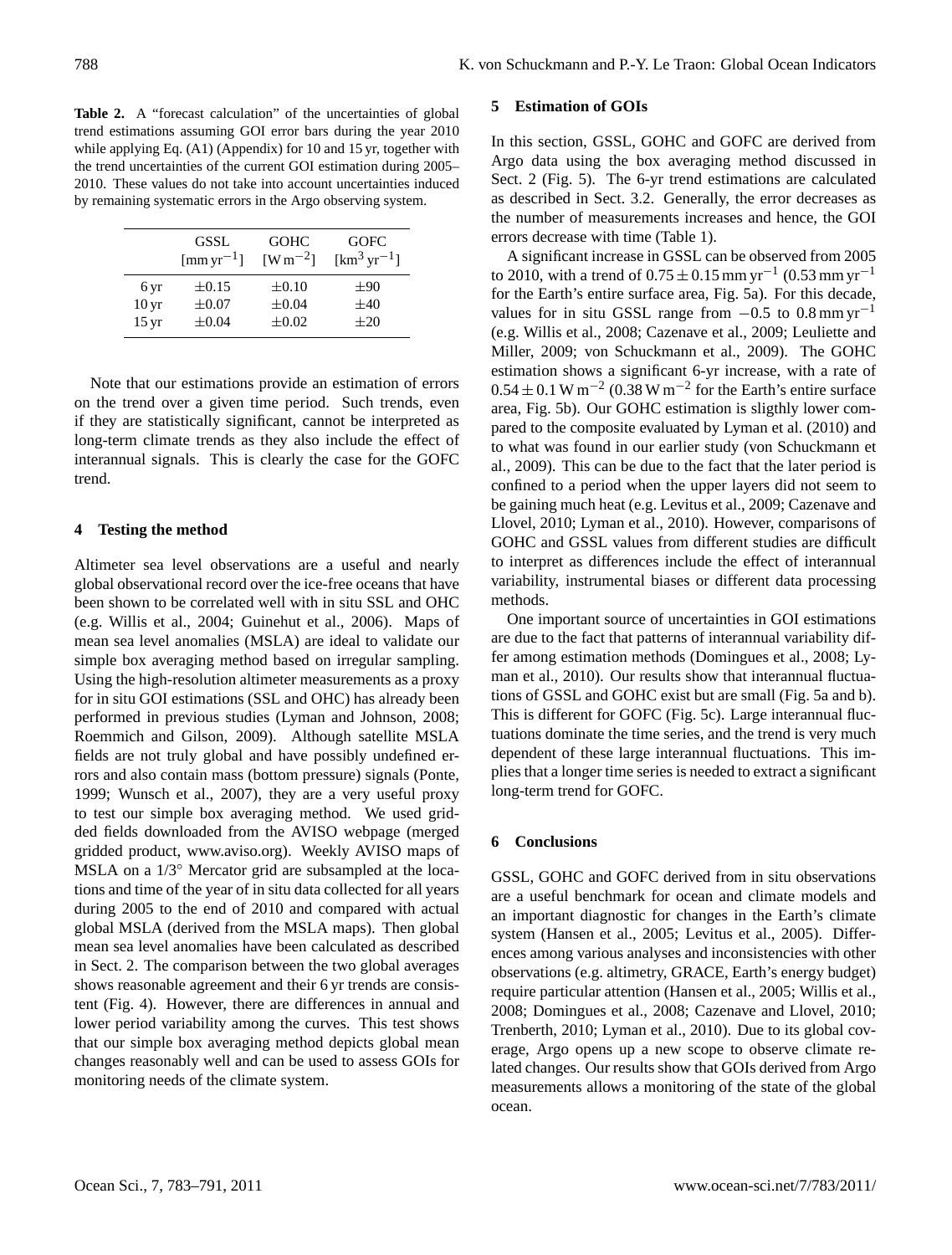**Table 2.** A "forecast calculation" of the uncertainties of global trend estimations assuming GOI error bars during the year 2010 while applying Eq. (A1) (Appendix) for 10 and 15 yr, together with the trend uncertainties of the current GOI estimation during 2005–2010. These values do not take into account uncertainties induced by remaining systematic errors in the Argo observing system.

| | GSSL $[\mathrm{mm\,yr^{-1}}]$ | GOHC $[\mathrm{W\,m^{-2}}]$ | GOFC $[\mathrm{km^3\,yr^{-1}}]$ |
|---|---|---|---|
| 6 yr | $\pm 0.15$ | $\pm 0.10$ | $\pm 90$ |
| 10 yr | $\pm 0.07$ | $\pm 0.04$ | $\pm 40$ |
| 15 yr | $\pm 0.04$ | $\pm 0.02$ | $\pm 20$ |

Note that our estimations provide an estimation of errors on the trend over a given time period. Such trends, even if they are statistically significant, cannot be interpreted as long-term climate trends as they also include the effect of interannual signals. This is clearly the case for the GOFC trend.

## 4 Testing the method

Altimeter sea level observations are a useful and nearly global observational record over the ice-free oceans that have been shown to be correlated well with in situ SSL and OHC (e.g. Willis et al., 2004; Guinehut et al., 2006). Maps of mean sea level anomalies (MSLA) are ideal to validate our simple box averaging method based on irregular sampling. Using the high-resolution altimeter measurements as a proxy for in situ GOI estimations (SSL and OHC) has already been performed in previous studies (Lyman and Johnson, 2008; Roemmich and Gilson, 2009). Although satellite MSLA fields are not truly global and have possibly undefined errors and also contain mass (bottom pressure) signals (Ponte, 1999; Wunsch et al., 2007), they are a very useful proxy to test our simple box averaging method. We used gridded fields downloaded from the AVISO webpage (merged gridded product, www.aviso.org). Weekly AVISO maps of MSLA on a 1/3° Mercator grid are subsampled at the locations and time of the year of in situ data collected for all years during 2005 to the end of 2010 and compared with actual global MSLA (derived from the MSLA maps). Then global mean sea level anomalies have been calculated as described in Sect. 2. The comparison between the two global averages shows reasonable agreement and their 6 yr trends are consistent (Fig. 4). However, there are differences in annual and lower period variability among the curves. This test shows that our simple box averaging method depicts global mean changes reasonably well and can be used to assess GOIs for monitoring needs of the climate system.

## 5 Estimation of GOIs

In this section, GSSL, GOHC and GOFC are derived from Argo data using the box averaging method discussed in Sect. 2 (Fig. 5). The 6-yr trend estimations are calculated as described in Sect. 3.2. Generally, the error decreases as the number of measurements increases and hence, the GOI errors decrease with time (Table 1).

A significant increase in GSSL can be observed from 2005 to 2010, with a trend of $0.75 \pm 0.15\,\mathrm{mm\,yr^{-1}}$ ($0.53\,\mathrm{mm\,yr^{-1}}$ for the Earth's entire surface area, Fig. 5a). For this decade, values for in situ GSSL range from $-0.5$ to $0.8\,\mathrm{mm\,yr^{-1}}$ (e.g. Willis et al., 2008; Cazenave et al., 2009; Leuliette and Miller, 2009; von Schuckmann et al., 2009). The GOHC estimation shows a significant 6-yr increase, with a rate of $0.54 \pm 0.1\,\mathrm{W\,m^{-2}}$ ($0.38\,\mathrm{W\,m^{-2}}$ for the Earth's entire surface area, Fig. 5b). Our GOHC estimation is sligthly lower compared to the composite evaluated by Lyman et al. (2010) and to what was found in our earlier study (von Schuckmann et al., 2009). This can be due to the fact that the later period is confined to a period when the upper layers did not seem to be gaining much heat (e.g. Levitus et al., 2009; Cazenave and Llovel, 2010; Lyman et al., 2010). However, comparisons of GOHC and GSSL values from different studies are difficult to interpret as differences include the effect of interannual variability, instrumental biases or different data processing methods.

One important source of uncertainties in GOI estimations are due to the fact that patterns of interannual variability differ among estimation methods (Domingues et al., 2008; Lyman et al., 2010). Our results show that interannual fluctuations of GSSL and GOHC exist but are small (Fig. 5a and b). This is different for GOFC (Fig. 5c). Large interannual fluctuations dominate the time series, and the trend is very much dependent of these large interannual fluctuations. This implies that a longer time series is needed to extract a significant long-term trend for GOFC.

## 6 Conclusions

GSSL, GOHC and GOFC derived from in situ observations are a useful benchmark for ocean and climate models and an important diagnostic for changes in the Earth's climate system (Hansen et al., 2005; Levitus et al., 2005). Differences among various analyses and inconsistencies with other observations (e.g. altimetry, GRACE, Earth's energy budget) require particular attention (Hansen et al., 2005; Willis et al., 2008; Domingues et al., 2008; Cazenave and Llovel, 2010; Trenberth, 2010; Lyman et al., 2010). Due to its global coverage, Argo opens up a new scope to observe climate related changes. Our results show that GOIs derived from Argo measurements allows a monitoring of the state of the global ocean.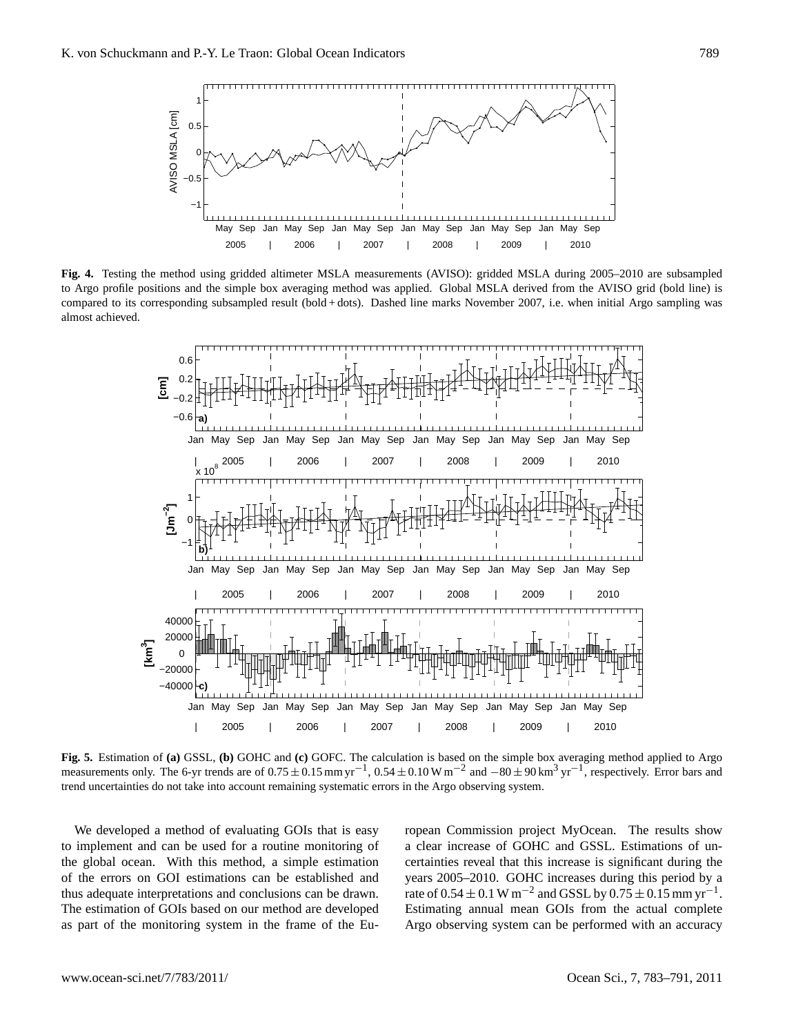**Fig. 4.** Testing the method using gridded altimeter MSLA measurements (AVISO): gridded MSLA during 2005–2010 are subsampled to Argo profile positions and the simple box averaging method was applied. Global MSLA derived from the AVISO grid (bold line) is compared to its corresponding subsampled result (bold + dots). Dashed line marks November 2007, i.e. when initial Argo sampling was almost achieved.

**Fig. 5.** Estimation of **(a)** GSSL, **(b)** GOHC and **(c)** GOFC. The calculation is based on the simple box averaging method applied to Argo measurements only. The 6-yr trends are of $0.75 \pm 0.15\,\mathrm{mm\,yr^{-1}}$, $0.54 \pm 0.10\,\mathrm{W\,m^{-2}}$ and $-80 \pm 90\,\mathrm{km^3\,yr^{-1}}$, respectively. Error bars and trend uncertainties do not take into account remaining systematic errors in the Argo observing system.

We developed a method of evaluating GOIs that is easy to implement and can be used for a routine monitoring of the global ocean. With this method, a simple estimation of the errors on GOI estimations can be established and thus adequate interpretations and conclusions can be drawn. The estimation of GOIs based on our method are developed as part of the monitoring system in the frame of the European Commission project MyOcean. The results show a clear increase of GOHC and GSSL. Estimations of uncertainties reveal that this increase is significant during the years 2005–2010. GOHC increases during this period by a rate of $0.54 \pm 0.1\,\mathrm{W\,m^{-2}}$ and GSSL by $0.75 \pm 0.15\,\mathrm{mm\,yr^{-1}}$. Estimating annual mean GOIs from the actual complete Argo observing system can be performed with an accuracy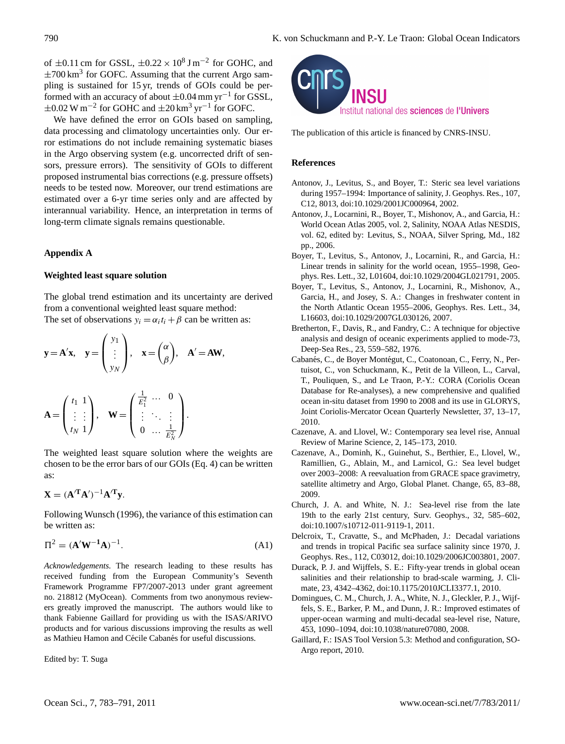of ±0.11 cm for GSSL, $\pm 0.22 \times 10^8\,\mathrm{J\,m^{-2}}$ for GOHC, and ±700 km$^3$ for GOFC. Assuming that the current Argo sampling is sustained for 15 yr, trends of GOIs could be performed with an accuracy of about $\pm 0.04\,\mathrm{mm\,yr^{-1}}$ for GSSL, $\pm 0.02\,\mathrm{W\,m^{-2}}$ for GOHC and $\pm 20\,\mathrm{km^3\,yr^{-1}}$ for GOFC.

We have defined the error on GOIs based on sampling, data processing and climatology uncertainties only. Our error estimations do not include remaining systematic biases in the Argo observing system (e.g. uncorrected drift of sensors, pressure errors). The sensitivity of GOIs to different proposed instrumental bias corrections (e.g. pressure offsets) needs to be tested now. Moreover, our trend estimations are estimated over a 6-yr time series only and are affected by interannual variability. Hence, an interpretation in terms of long-term climate signals remains questionable.

## Appendix A

### Weighted least square solution

The global trend estimation and its uncertainty are derived from a conventional weighted least square method:
The set of observations $y_i = \alpha_i t_i + \beta$ can be written as:

$$\mathbf{y} = \mathbf{A}'\mathbf{x}, \quad \mathbf{y} = \begin{pmatrix} y_1 \\ \vdots \\ y_N \end{pmatrix}, \quad \mathbf{x} = \begin{pmatrix} \alpha \\ \beta \end{pmatrix}, \quad \mathbf{A}' = \mathbf{A}\mathbf{W},$$

$$\mathbf{A} = \begin{pmatrix} t_1 & 1 \\ \vdots & \vdots \\ t_N & 1 \end{pmatrix}, \quad \mathbf{W} = \begin{pmatrix} \frac{1}{E_1^2} & \cdots & 0 \\ \vdots & \ddots & \vdots \\ 0 & \cdots & \frac{1}{E_N^2} \end{pmatrix}.$$

The weighted least square solution where the weights are chosen to be the error bars of our GOIs (Eq. 4) can be written as:

$$\mathbf{X} = (\mathbf{A}'^{\mathbf{T}}\mathbf{A}')^{-1}\mathbf{A}'^{\mathbf{T}}\mathbf{y}.$$

Following Wunsch (1996), the variance of this estimation can be written as:

$$\Pi^2 = (\mathbf{A}'\mathbf{W}^{-\mathbf{1}}\mathbf{A})^{-1}. \tag{A1}$$

*Acknowledgements.* The research leading to these results has received funding from the European Community's Seventh Framework Programme FP7/2007-2013 under grant agreement no. 218812 (MyOcean). Comments from two anonymous reviewers greatly improved the manuscript. The authors would like to thank Fabienne Gaillard for providing us with the ISAS/ARIVO products and for various discussions improving the results as well as Mathieu Hamon and Cécile Cabanés for useful discussions.

Edited by: T. Suga

The publication of this article is financed by CNRS-INSU.

## References

Antonov, J., Levitus, S., and Boyer, T.: Steric sea level variations during 1957–1994: Importance of salinity, J. Geophys. Res., 107, C12, 8013, doi:10.1029/2001JC000964, 2002.

Antonov, J., Locarnini, R., Boyer, T., Mishonov, A., and Garcia, H.: World Ocean Atlas 2005, vol. 2, Salinity, NOAA Atlas NESDIS, vol. 62, edited by: Levitus, S., NOAA, Silver Spring, Md., 182 pp., 2006.

Boyer, T., Levitus, S., Antonov, J., Locarnini, R., and Garcia, H.: Linear trends in salinity for the world ocean, 1955–1998, Geophys. Res. Lett., 32, L01604, doi:10.1029/2004GL021791, 2005.

Boyer, T., Levitus, S., Antonov, J., Locarnini, R., Mishonov, A., Garcia, H., and Josey, S. A.: Changes in freshwater content in the North Atlantic Ocean 1955–2006, Geophys. Res. Lett., 34, L16603, doi:10.1029/2007GL030126, 2007.

Bretherton, F., Davis, R., and Fandry, C.: A technique for objective analysis and design of oceanic experiments applied to mode-73, Deep-Sea Res., 23, 559–582, 1976.

Cabanés, C., de Boyer Montégut, C., Coatonoan, C., Ferry, N., Pertuisot, C., von Schuckmann, K., Petit de la Villeon, L., Carval, T., Pouliquen, S., and Le Traon, P.-Y.: CORA (Coriolis Ocean Database for Re-analyses), a new comprehensive and qualified ocean in-situ dataset from 1990 to 2008 and its use in GLORYS, Joint Coriolis-Mercator Ocean Quarterly Newsletter, 37, 13–17, 2010.

Cazenave, A. and Llovel, W.: Contemporary sea level rise, Annual Review of Marine Science, 2, 145–173, 2010.

Cazenave, A., Dominh, K., Guinehut, S., Berthier, E., Llovel, W., Ramillien, G., Ablain, M., and Larnicol, G.: Sea level budget over 2003–2008: A reevaluation from GRACE space gravimetry, satellite altimetry and Argo, Global Planet. Change, 65, 83–88, 2009.

Church, J. A. and White, N. J.: Sea-level rise from the late 19th to the early 21st century, Surv. Geophys., 32, 585–602, doi:10.1007/s10712-011-9119-1, 2011.

Delcroix, T., Cravatte, S., and McPhaden, J.: Decadal variations and trends in tropical Pacific sea surface salinity since 1970, J. Geophys. Res., 112, C03012, doi:10.1029/2006JC003801, 2007.

Durack, P. J. and Wijffels, S. E.: Fifty-year trends in global ocean salinities and their relationship to brad-scale warming, J. Climate, 23, 4342–4362, doi:10.1175/2010JCLI3377.1, 2010.

Domingues, C. M., Church, J. A., White, N. J., Gleckler, P. J., Wijffels, S. E., Barker, P. M., and Dunn, J. R.: Improved estimates of upper-ocean warming and multi-decadal sea-level rise, Nature, 453, 1090–1094, doi:10.1038/nature07080, 2008.

Gaillard, F.: ISAS Tool Version 5.3: Method and configuration, SO-Argo report, 2010.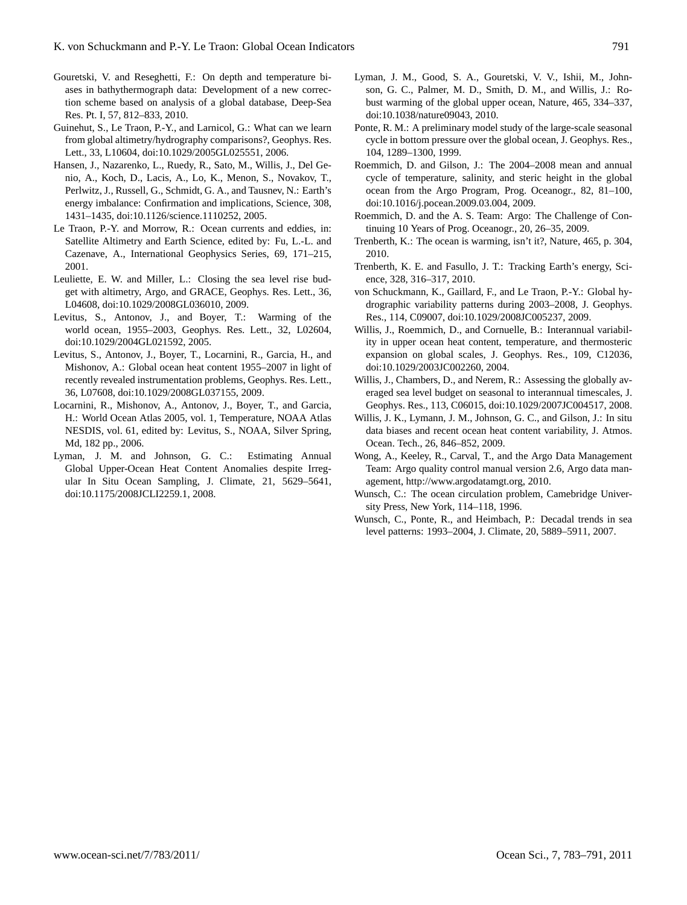Gouretski, V. and Reseghetti, F.: On depth and temperature biases in bathythermograph data: Development of a new correction scheme based on analysis of a global database, Deep-Sea Res. Pt. I, 57, 812–833, 2010.

Guinehut, S., Le Traon, P.-Y., and Larnicol, G.: What can we learn from global altimetry/hydrography comparisons?, Geophys. Res. Lett., 33, L10604, doi:10.1029/2005GL025551, 2006.

Hansen, J., Nazarenko, L., Ruedy, R., Sato, M., Willis, J., Del Genio, A., Koch, D., Lacis, A., Lo, K., Menon, S., Novakov, T., Perlwitz, J., Russell, G., Schmidt, G. A., and Tausnev, N.: Earth's energy imbalance: Confirmation and implications, Science, 308, 1431–1435, doi:10.1126/science.1110252, 2005.

Le Traon, P.-Y. and Morrow, R.: Ocean currents and eddies, in: Satellite Altimetry and Earth Science, edited by: Fu, L.-L. and Cazenave, A., International Geophysics Series, 69, 171–215, 2001.

Leuliette, E. W. and Miller, L.: Closing the sea level rise budget with altimetry, Argo, and GRACE, Geophys. Res. Lett., 36, L04608, doi:10.1029/2008GL036010, 2009.

Levitus, S., Antonov, J., and Boyer, T.: Warming of the world ocean, 1955–2003, Geophys. Res. Lett., 32, L02604, doi:10.1029/2004GL021592, 2005.

Levitus, S., Antonov, J., Boyer, T., Locarnini, R., Garcia, H., and Mishonov, A.: Global ocean heat content 1955–2007 in light of recently revealed instrumentation problems, Geophys. Res. Lett., 36, L07608, doi:10.1029/2008GL037155, 2009.

Locarnini, R., Mishonov, A., Antonov, J., Boyer, T., and Garcia, H.: World Ocean Atlas 2005, vol. 1, Temperature, NOAA Atlas NESDIS, vol. 61, edited by: Levitus, S., NOAA, Silver Spring, Md, 182 pp., 2006.

Lyman, J. M. and Johnson, G. C.: Estimating Annual Global Upper-Ocean Heat Content Anomalies despite Irregular In Situ Ocean Sampling, J. Climate, 21, 5629–5641, doi:10.1175/2008JCLI2259.1, 2008.

Lyman, J. M., Good, S. A., Gouretski, V. V., Ishii, M., Johnson, G. C., Palmer, M. D., Smith, D. M., and Willis, J.: Robust warming of the global upper ocean, Nature, 465, 334–337, doi:10.1038/nature09043, 2010.

Ponte, R. M.: A preliminary model study of the large-scale seasonal cycle in bottom pressure over the global ocean, J. Geophys. Res., 104, 1289–1300, 1999.

Roemmich, D. and Gilson, J.: The 2004–2008 mean and annual cycle of temperature, salinity, and steric height in the global ocean from the Argo Program, Prog. Oceanogr., 82, 81–100, doi:10.1016/j.pocean.2009.03.004, 2009.

Roemmich, D. and the A. S. Team: Argo: The Challenge of Continuing 10 Years of Prog. Oceanogr., 20, 26–35, 2009.

Trenberth, K.: The ocean is warming, isn't it?, Nature, 465, p. 304, 2010.

Trenberth, K. E. and Fasullo, J. T.: Tracking Earth's energy, Science, 328, 316–317, 2010.

von Schuckmann, K., Gaillard, F., and Le Traon, P.-Y.: Global hydrographic variability patterns during 2003–2008, J. Geophys. Res., 114, C09007, doi:10.1029/2008JC005237, 2009.

Willis, J., Roemmich, D., and Cornuelle, B.: Interannual variability in upper ocean heat content, temperature, and thermosteric expansion on global scales, J. Geophys. Res., 109, C12036, doi:10.1029/2003JC002260, 2004.

Willis, J., Chambers, D., and Nerem, R.: Assessing the globally averaged sea level budget on seasonal to interannual timescales, J. Geophys. Res., 113, C06015, doi:10.1029/2007JC004517, 2008.

Willis, J. K., Lymann, J. M., Johnson, G. C., and Gilson, J.: In situ data biases and recent ocean heat content variability, J. Atmos. Ocean. Tech., 26, 846–852, 2009.

Wong, A., Keeley, R., Carval, T., and the Argo Data Management Team: Argo quality control manual version 2.6, Argo data management, http://www.argodatamgt.org, 2010.

Wunsch, C.: The ocean circulation problem, Camebridge University Press, New York, 114–118, 1996.

Wunsch, C., Ponte, R., and Heimbach, P.: Decadal trends in sea level patterns: 1993–2004, J. Climate, 20, 5889–5911, 2007.